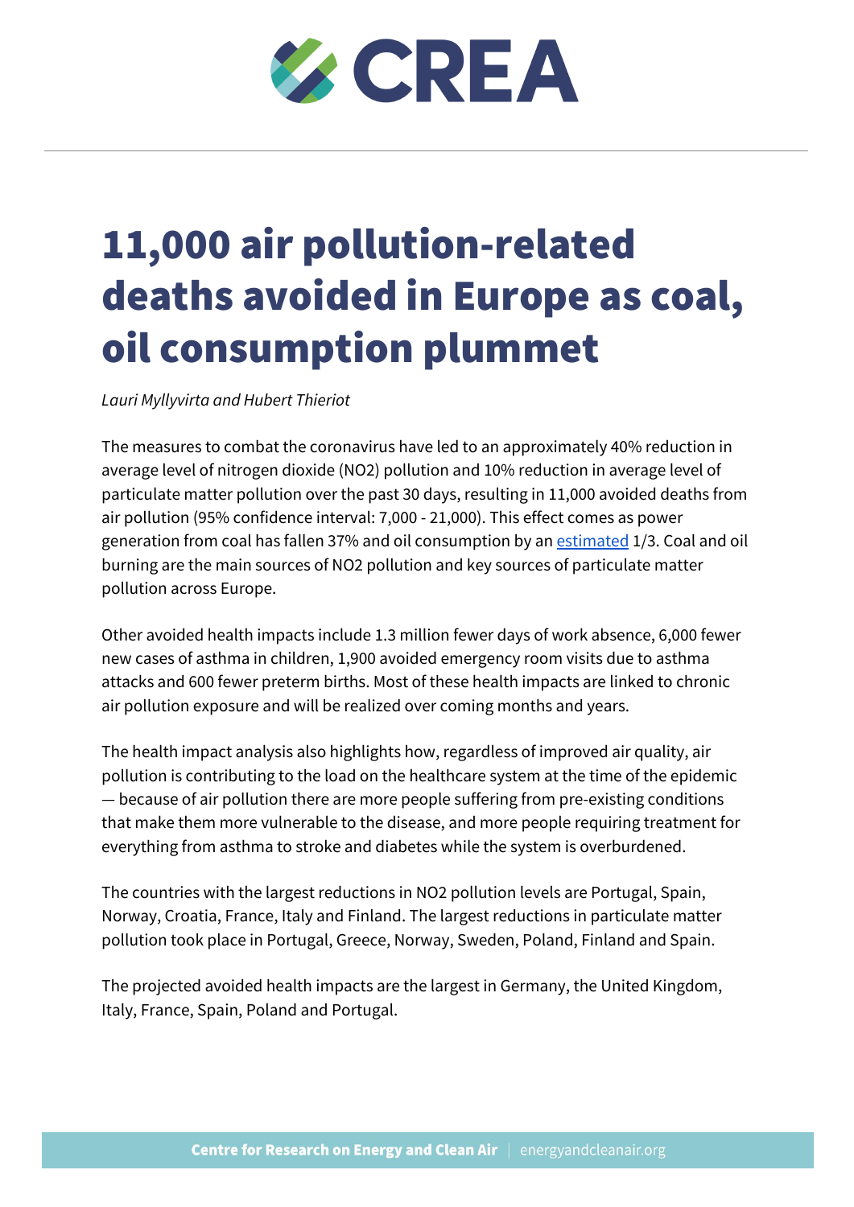# 11,000 air pollution-related deaths avoided in Europe as coal, oil consumption plummet

*Lauri Myllyvirta and Hubert Thieriot*

The measures to combat the coronavirus have led to an approximately 40% reduction in average level of nitrogen dioxide ($NO_2$) pollution and 10% reduction in average level of particulate matter pollution over the past 30 days, resulting in 11,000 avoided deaths from air pollution (95% confidence interval: 7,000 - 21,000). This effect comes as power generation from coal has fallen 37% and oil consumption by an estimated 1/3. Coal and oil burning are the main sources of $NO_2$ pollution and key sources of particulate matter pollution across Europe.

Other avoided health impacts include 1.3 million fewer days of work absence, 6,000 fewer new cases of asthma in children, 1,900 avoided emergency room visits due to asthma attacks and 600 fewer preterm births. Most of these health impacts are linked to chronic air pollution exposure and will be realized over coming months and years.

The health impact analysis also highlights how, regardless of improved air quality, air pollution is contributing to the load on the healthcare system at the time of the epidemic — because of air pollution there are more people suffering from pre-existing conditions that make them more vulnerable to the disease, and more people requiring treatment for everything from asthma to stroke and diabetes while the system is overburdened.

The countries with the largest reductions in $NO_2$ pollution levels are Portugal, Spain, Norway, Croatia, France, Italy and Finland. The largest reductions in particulate matter pollution took place in Portugal, Greece, Norway, Sweden, Poland, Finland and Spain.

The projected avoided health impacts are the largest in Germany, the United Kingdom, Italy, France, Spain, Poland and Portugal.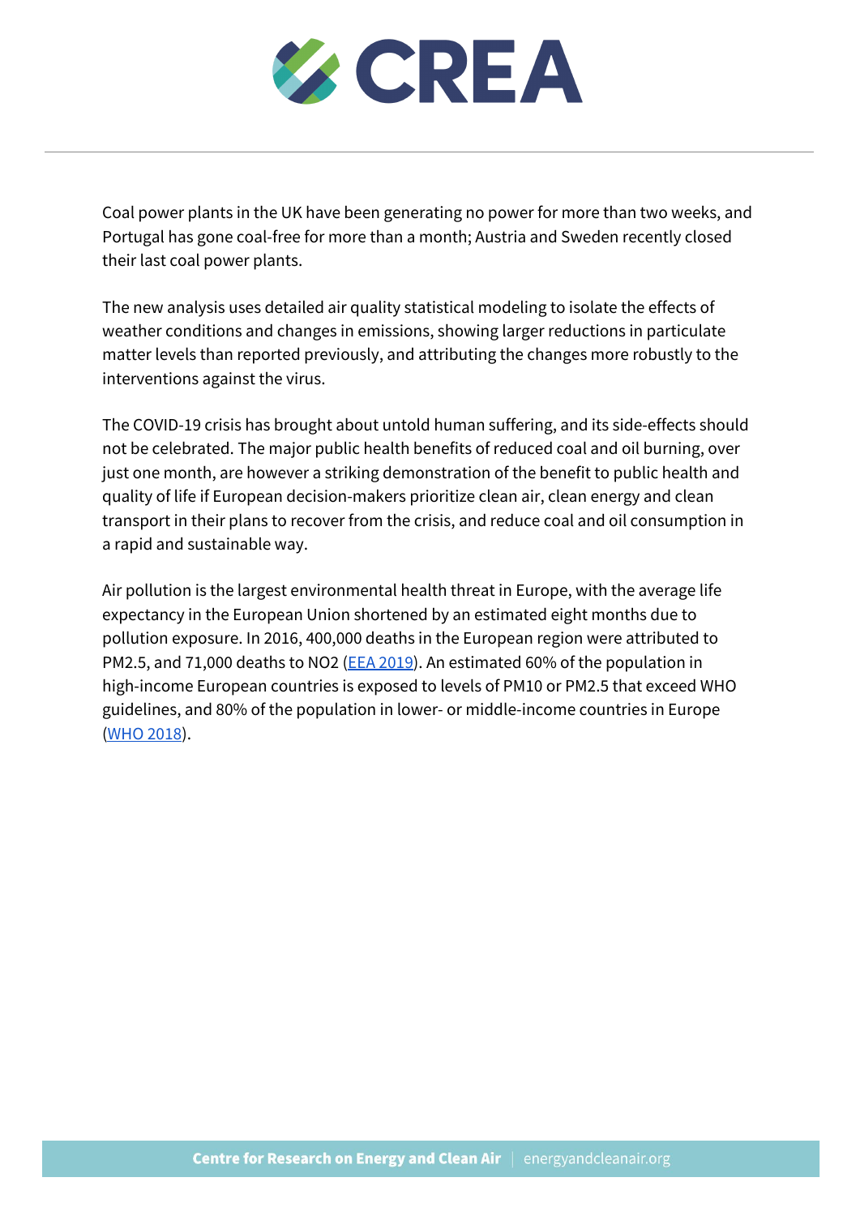Coal power plants in the UK have been generating no power for more than two weeks, and Portugal has gone coal-free for more than a month; Austria and Sweden recently closed their last coal power plants.

The new analysis uses detailed air quality statistical modeling to isolate the effects of weather conditions and changes in emissions, showing larger reductions in particulate matter levels than reported previously, and attributing the changes more robustly to the interventions against the virus.

The COVID-19 crisis has brought about untold human suffering, and its side-effects should not be celebrated. The major public health benefits of reduced coal and oil burning, over just one month, are however a striking demonstration of the benefit to public health and quality of life if European decision-makers prioritize clean air, clean energy and clean transport in their plans to recover from the crisis, and reduce coal and oil consumption in a rapid and sustainable way.

Air pollution is the largest environmental health threat in Europe, with the average life expectancy in the European Union shortened by an estimated eight months due to pollution exposure. In 2016, 400,000 deaths in the European region were attributed to $PM_{2.5}$, and 71,000 deaths to $NO_2$ (EEA 2019). An estimated 60% of the population in high-income European countries is exposed to levels of $PM_{10}$ or $PM_{2.5}$ that exceed WHO guidelines, and 80% of the population in lower- or middle-income countries in Europe (WHO 2018).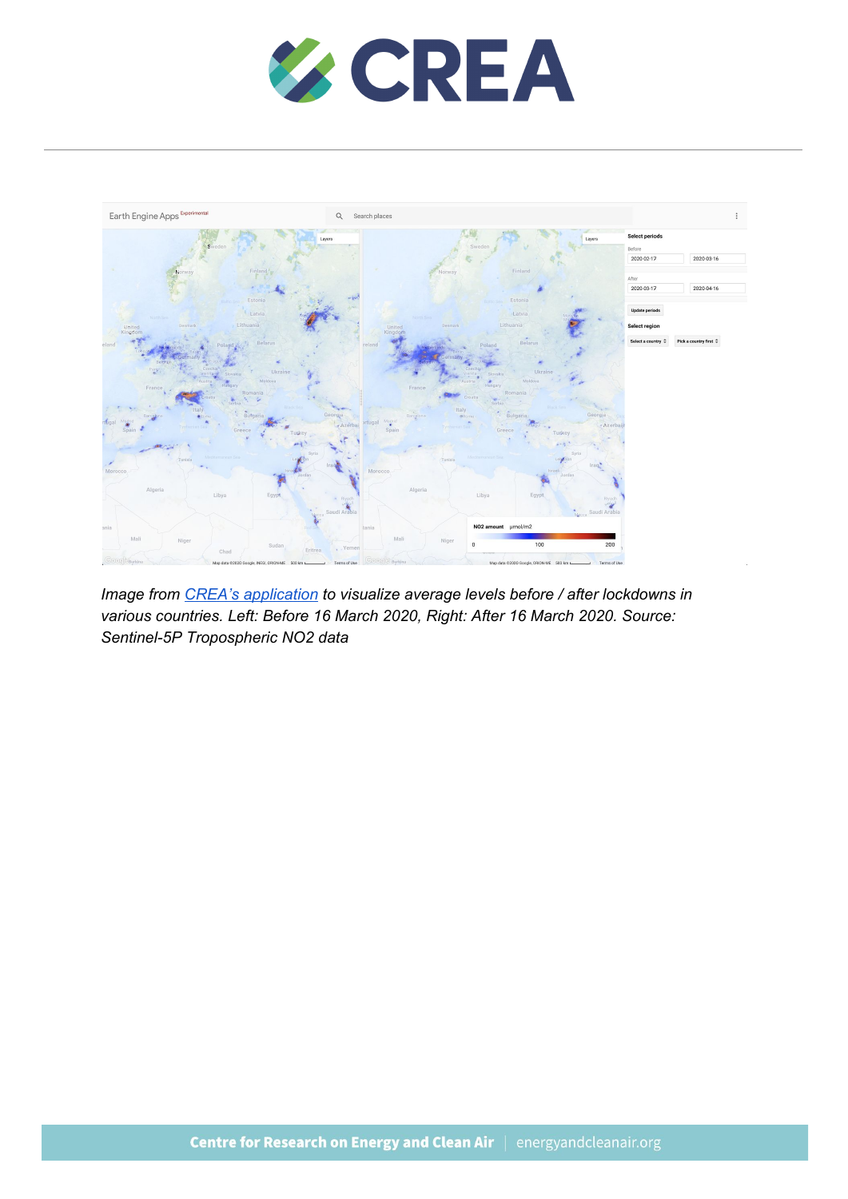*Image from [CREA's application] to visualize average levels before / after lockdowns in various countries. Left: Before 16 March 2020, Right: After 16 March 2020. Source: Sentinel-5P Tropospheric NO2 data*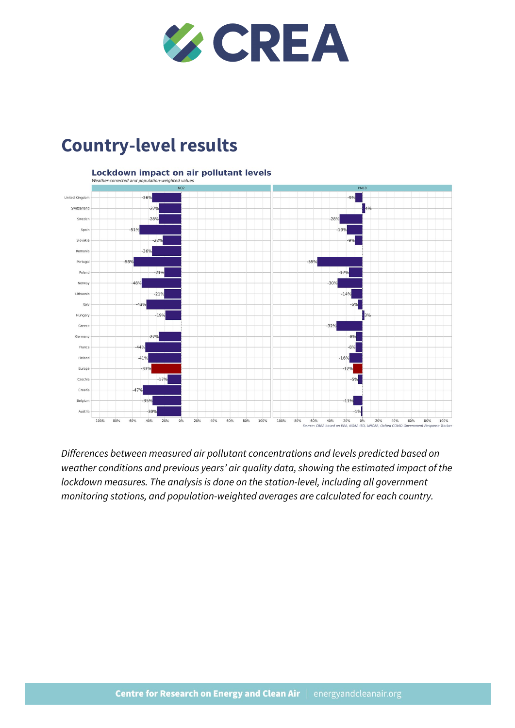# Country-level results

**Lockdown impact on air pollutant levels**

*Weather-corrected and population-weighted values*

| Country | NO2 | PM10 |
|---|---|---|
| United Kingdom | -36% | -9% |
| Switzerland | -27% | 4% |
| Sweden | -28% | -28% |
| Spain | -51% | -19% |
| Slovakia | -22% | -9% |
| Romania | -36% | |
| Portugal | -58% | -55% |
| Poland | -21% | -17% |
| Norway | -48% | -30% |
| Lithuania | -21% | -14% |
| Italy | -43% | -5% |
| Hungary | -19% | 3% |
| Greece | | -32% |
| Germany | -27% | -8% |
| France | -44% | -8% |
| Finland | -41% | -16% |
| Europe | -37% | -12% |
| Czechia | -17% | -5% |
| Croatia | -47% | |
| Belgium | -35% | -11% |
| Austria | -30% | -1% |

*Source: CREA based on EEA, NOAA ISD, UNCAR, Oxford COVID Government Response Tracker*

*Differences between measured air pollutant concentrations and levels predicted based on weather conditions and previous years' air quality data, showing the estimated impact of the lockdown measures. The analysis is done on the station-level, including all government monitoring stations, and population-weighted averages are calculated for each country.*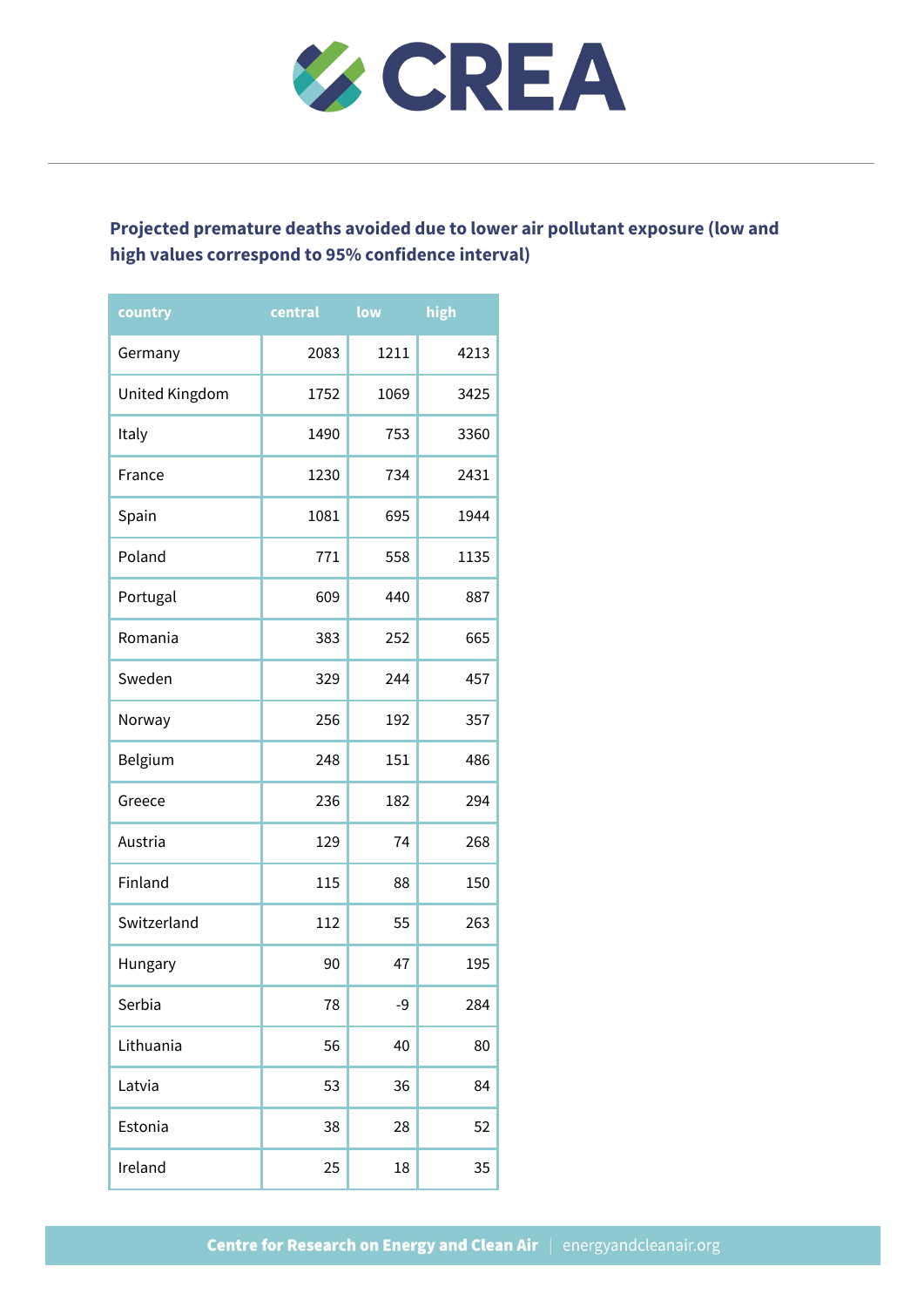**Projected premature deaths avoided due to lower air pollutant exposure (low and high values correspond to 95% confidence interval)**

| country | central | low | high |
|---|---|---|---|
| Germany | 2083 | 1211 | 4213 |
| United Kingdom | 1752 | 1069 | 3425 |
| Italy | 1490 | 753 | 3360 |
| France | 1230 | 734 | 2431 |
| Spain | 1081 | 695 | 1944 |
| Poland | 771 | 558 | 1135 |
| Portugal | 609 | 440 | 887 |
| Romania | 383 | 252 | 665 |
| Sweden | 329 | 244 | 457 |
| Norway | 256 | 192 | 357 |
| Belgium | 248 | 151 | 486 |
| Greece | 236 | 182 | 294 |
| Austria | 129 | 74 | 268 |
| Finland | 115 | 88 | 150 |
| Switzerland | 112 | 55 | 263 |
| Hungary | 90 | 47 | 195 |
| Serbia | 78 | -9 | 284 |
| Lithuania | 56 | 40 | 80 |
| Latvia | 53 | 36 | 84 |
| Estonia | 38 | 28 | 52 |
| Ireland | 25 | 18 | 35 |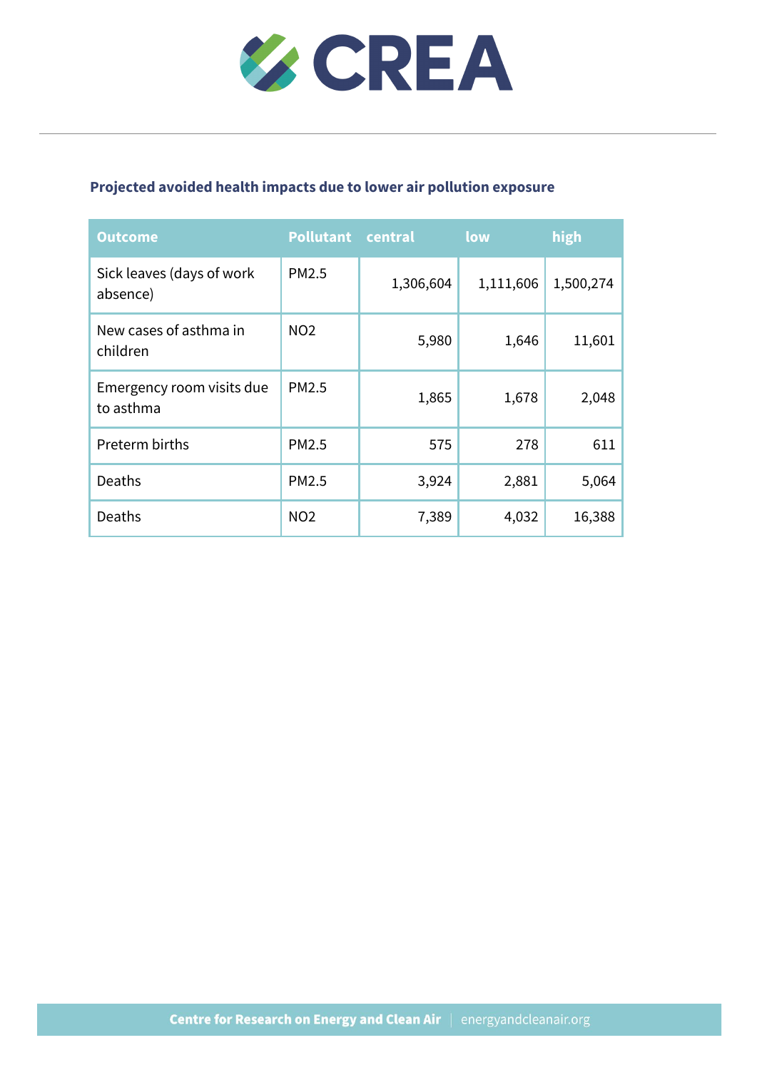**Projected avoided health impacts due to lower air pollution exposure**

| Outcome | Pollutant | central | low | high |
|---|---|---|---|---|
| Sick leaves (days of work absence) | PM2.5 | 1,306,604 | 1,111,606 | 1,500,274 |
| New cases of asthma in children | NO2 | 5,980 | 1,646 | 11,601 |
| Emergency room visits due to asthma | PM2.5 | 1,865 | 1,678 | 2,048 |
| Preterm births | PM2.5 | 575 | 278 | 611 |
| Deaths | PM2.5 | 3,924 | 2,881 | 5,064 |
| Deaths | NO2 | 7,389 | 4,032 | 16,388 |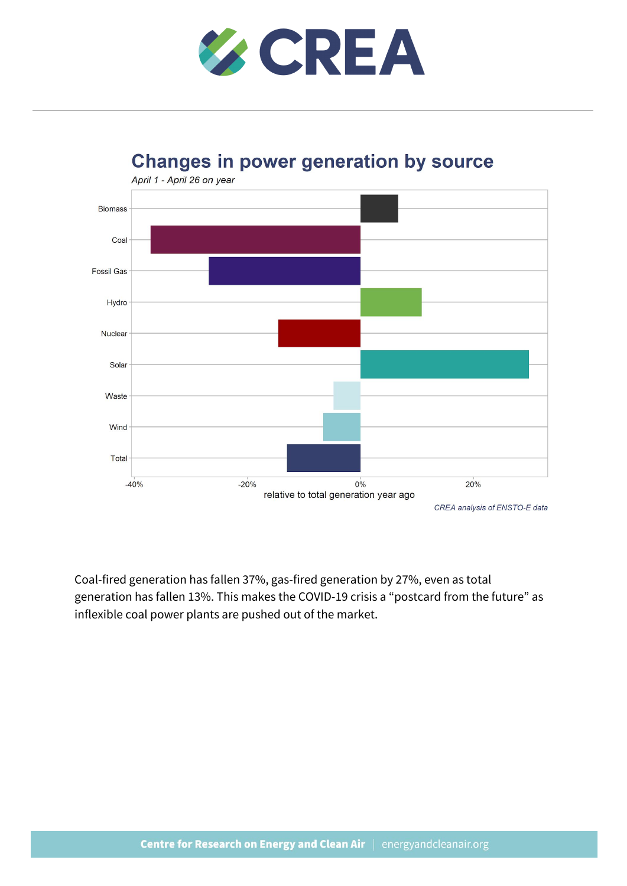## Changes in power generation by source

*April 1 - April 26 on year*

*CREA analysis of ENSTO-E data*

Coal-fired generation has fallen 37%, gas-fired generation by 27%, even as total generation has fallen 13%. This makes the COVID-19 crisis a "postcard from the future" as inflexible coal power plants are pushed out of the market.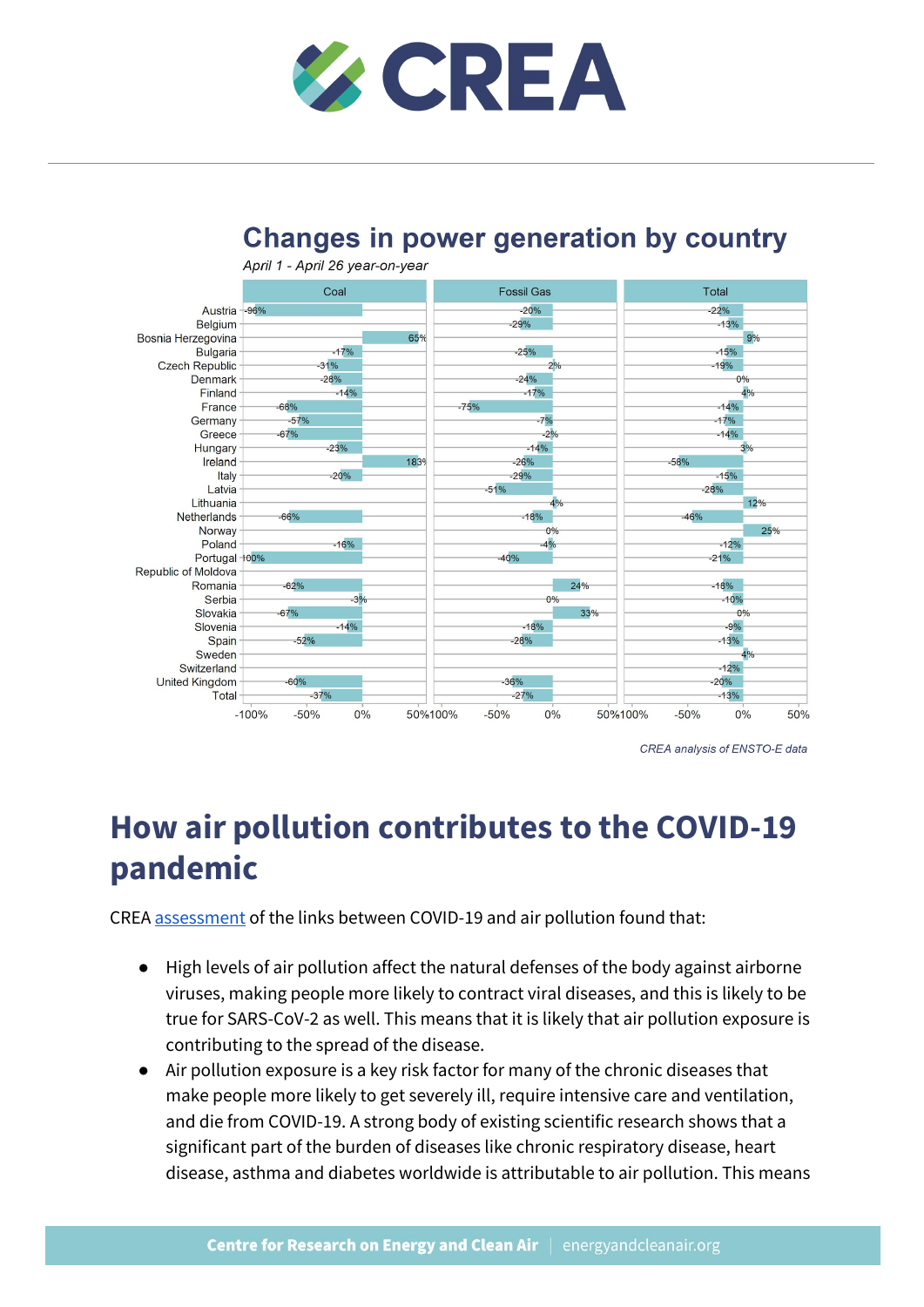## Changes in power generation by country

*April 1 - April 26 year-on-year*

| Country | Coal | Fossil Gas | Total |
|---|---|---|---|
| Austria | -96% | -20% | -22% |
| Belgium | | -29% | -13% |
| Bosnia Herzegovina | 65% | | 9% |
| Bulgaria | -17% | -25% | -15% |
| Czech Republic | -31% | 2% | -19% |
| Denmark | -28% | -24% | 0% |
| Finland | -14% | -17% | 4% |
| France | -68% | -75% | -14% |
| Germany | -57% | -7% | -17% |
| Greece | -67% | -2% | -14% |
| Hungary | -23% | -14% | 3% |
| Ireland | 183% | -26% | -58% |
| Italy | -20% | -29% | -15% |
| Latvia | | -51% | -28% |
| Lithuania | | 4% | 12% |
| Netherlands | -66% | -18% | -46% |
| Norway | | 0% | 25% |
| Poland | -16% | -4% | -12% |
| Portugal | -100% | -40% | -21% |
| Republic of Moldova | | | |
| Romania | -62% | 24% | -18% |
| Serbia | -3% | 0% | -10% |
| Slovakia | -67% | 33% | 0% |
| Slovenia | -14% | -18% | -9% |
| Spain | -52% | -28% | -13% |
| Sweden | | | 4% |
| Switzerland | | | -12% |
| United Kingdom | -60% | -36% | -20% |
| Total | -37% | -27% | -13% |

*CREA analysis of ENSTO-E data*

# How air pollution contributes to the COVID-19 pandemic

CREA assessment of the links between COVID-19 and air pollution found that:

- High levels of air pollution affect the natural defenses of the body against airborne viruses, making people more likely to contract viral diseases, and this is likely to be true for SARS-CoV-2 as well. This means that it is likely that air pollution exposure is contributing to the spread of the disease.
- Air pollution exposure is a key risk factor for many of the chronic diseases that make people more likely to get severely ill, require intensive care and ventilation, and die from COVID-19. A strong body of existing scientific research shows that a significant part of the burden of diseases like chronic respiratory disease, heart disease, asthma and diabetes worldwide is attributable to air pollution. This means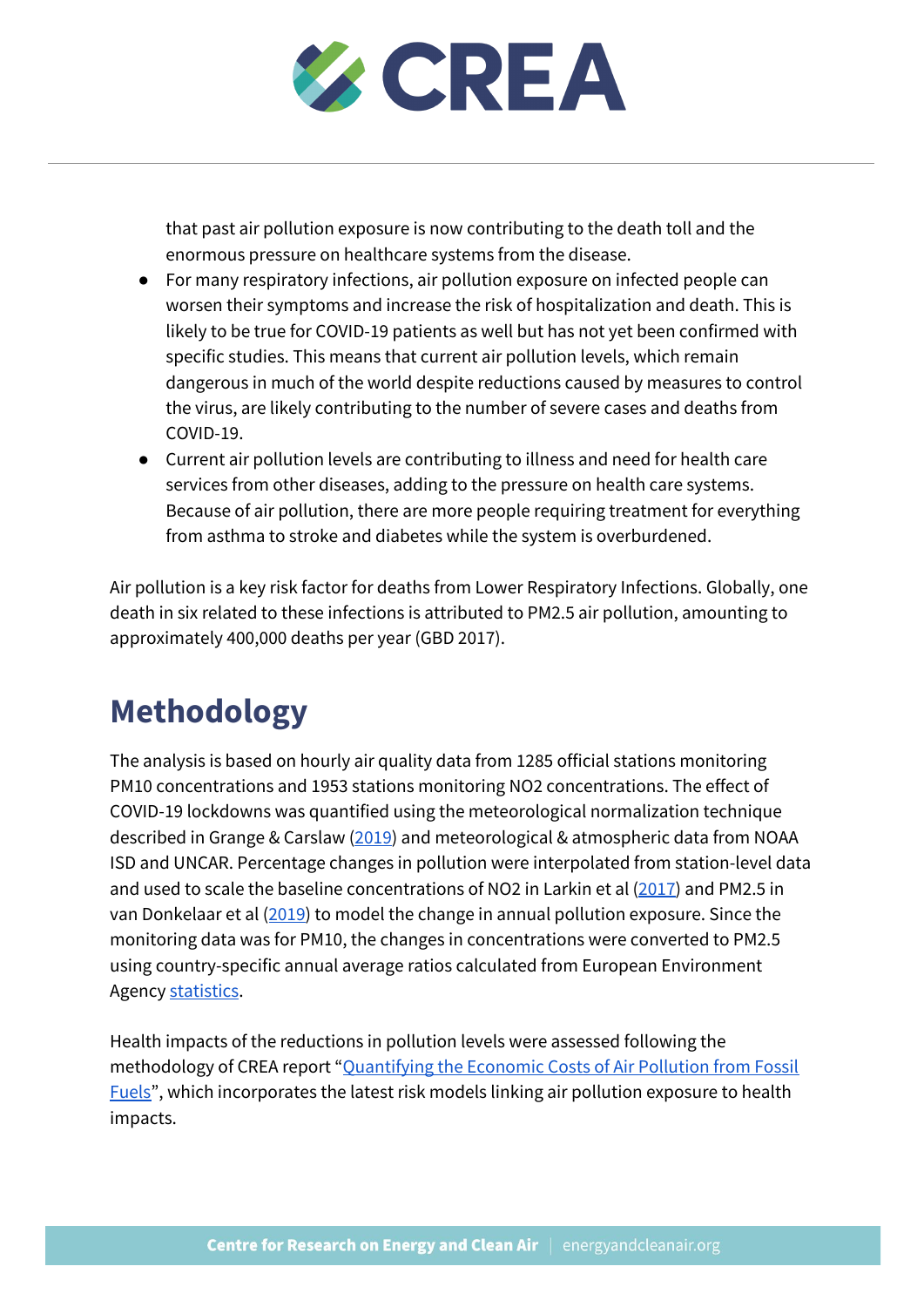that past air pollution exposure is now contributing to the death toll and the enormous pressure on healthcare systems from the disease.

- For many respiratory infections, air pollution exposure on infected people can worsen their symptoms and increase the risk of hospitalization and death. This is likely to be true for COVID-19 patients as well but has not yet been confirmed with specific studies. This means that current air pollution levels, which remain dangerous in much of the world despite reductions caused by measures to control the virus, are likely contributing to the number of severe cases and deaths from COVID-19.
- Current air pollution levels are contributing to illness and need for health care services from other diseases, adding to the pressure on health care systems. Because of air pollution, there are more people requiring treatment for everything from asthma to stroke and diabetes while the system is overburdened.

Air pollution is a key risk factor for deaths from Lower Respiratory Infections. Globally, one death in six related to these infections is attributed to PM2.5 air pollution, amounting to approximately 400,000 deaths per year (GBD 2017).

# Methodology

The analysis is based on hourly air quality data from 1285 official stations monitoring PM10 concentrations and 1953 stations monitoring NO2 concentrations. The effect of COVID-19 lockdowns was quantified using the meteorological normalization technique described in Grange & Carslaw (2019) and meteorological & atmospheric data from NOAA ISD and UNCAR. Percentage changes in pollution were interpolated from station-level data and used to scale the baseline concentrations of NO2 in Larkin et al (2017) and PM2.5 in van Donkelaar et al (2019) to model the change in annual pollution exposure. Since the monitoring data was for PM10, the changes in concentrations were converted to PM2.5 using country-specific annual average ratios calculated from European Environment Agency statistics.

Health impacts of the reductions in pollution levels were assessed following the methodology of CREA report "Quantifying the Economic Costs of Air Pollution from Fossil Fuels", which incorporates the latest risk models linking air pollution exposure to health impacts.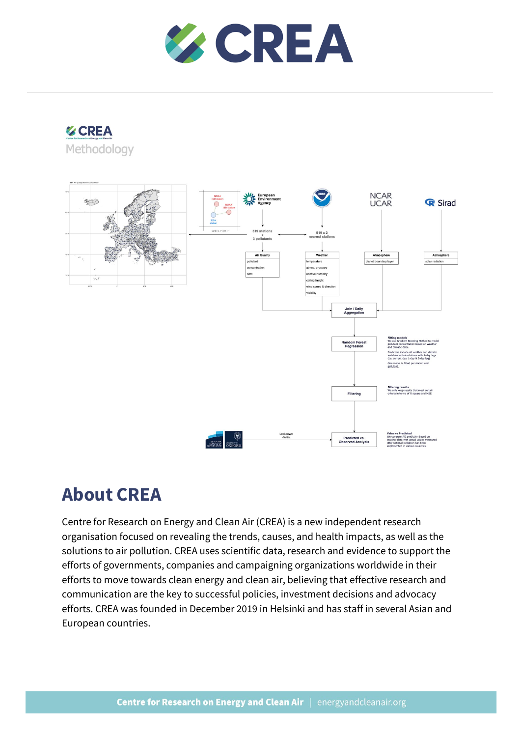# CREA

## Methodology

EEA Air quality stations considered

NOAA ISD station

NOAA ISD station

EEA station

Grid: 0.1° x 0.1°

European Environment Agency

519 stations x 3 pollutants

519 x 2 nearest stations

NCAR UCAR

Sirad

Air Quality

pollutant

concentration

date

Weather

temperature

atmos. pressure

relative humidity

ceiling height

wind speed & direction

visibility

Atmosphere

planet boundary layer

Atmosphere

solar radiation

Join / Daily Aggregation

Random Forest Regression

Fitting models
We use Gradient Boosting Method to model pollutant concentration based on weather and climatic data.
Predictors include all weather and climatic variables indicated above with 2-day lags (i.e. current day, 1-day & 2-day lag)
One model is fitted per station and pollutant.

Filtering

Filtering results
We only keep results that meet certain criteria in terms of R square and MSE

Lockdown dates

Predicted vs. Observed Analysis

Value vs Predicted
We compare AQ prediction based on weather data with actual values measured after national lockdown has been implemented in various countries.

## About CREA

Centre for Research on Energy and Clean Air (CREA) is a new independent research organisation focused on revealing the trends, causes, and health impacts, as well as the solutions to air pollution. CREA uses scientific data, research and evidence to support the efforts of governments, companies and campaigning organizations worldwide in their efforts to move towards clean energy and clean air, believing that effective research and communication are the key to successful policies, investment decisions and advocacy efforts. CREA was founded in December 2019 in Helsinki and has staff in several Asian and European countries.

**Centre for Research on Energy and Clean Air** | energyandcleanair.org